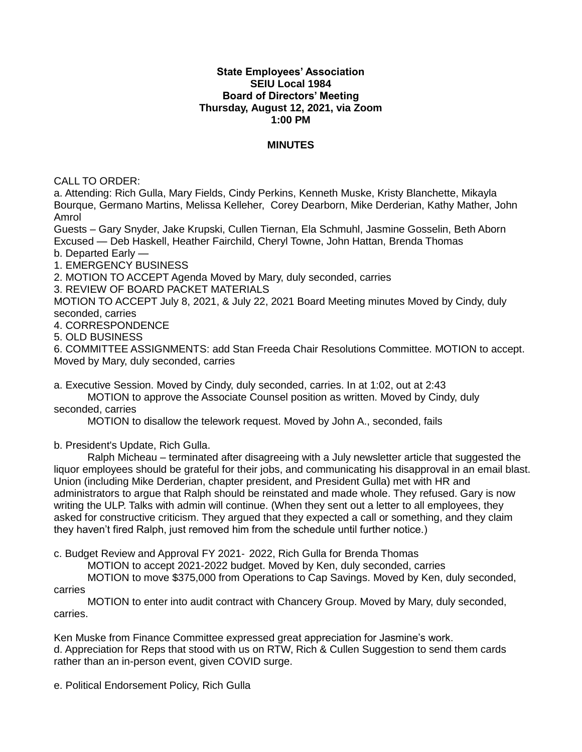**State Employees' Association**
**SEIU Local 1984**
**Board of Directors' Meeting**
**Thursday, August 12, 2021, via Zoom**
**1:00 PM**

**MINUTES**

CALL TO ORDER:

a. Attending: Rich Gulla, Mary Fields, Cindy Perkins, Kenneth Muske, Kristy Blanchette, Mikayla Bourque, Germano Martins, Melissa Kelleher, Corey Dearborn, Mike Derderian, Kathy Mather, John Amrol
Guests – Gary Snyder, Jake Krupski, Cullen Tiernan, Ela Schmuhl, Jasmine Gosselin, Beth Aborn
Excused — Deb Haskell, Heather Fairchild, Cheryl Towne, John Hattan, Brenda Thomas
b. Departed Early —

1. EMERGENCY BUSINESS
2. MOTION TO ACCEPT Agenda Moved by Mary, duly seconded, carries
3. REVIEW OF BOARD PACKET MATERIALS
MOTION TO ACCEPT July 8, 2021, & July 22, 2021 Board Meeting minutes Moved by Cindy, duly seconded, carries
4. CORRESPONDENCE
5. OLD BUSINESS
6. COMMITTEE ASSIGNMENTS: add Stan Freeda Chair Resolutions Committee. MOTION to accept. Moved by Mary, duly seconded, carries

a. Executive Session. Moved by Cindy, duly seconded, carries. In at 1:02, out at 2:43
MOTION to approve the Associate Counsel position as written. Moved by Cindy, duly seconded, carries
MOTION to disallow the telework request. Moved by John A., seconded, fails

b. President's Update, Rich Gulla.
Ralph Micheau – terminated after disagreeing with a July newsletter article that suggested the liquor employees should be grateful for their jobs, and communicating his disapproval in an email blast. Union (including Mike Derderian, chapter president, and President Gulla) met with HR and administrators to argue that Ralph should be reinstated and made whole. They refused. Gary is now writing the ULP. Talks with admin will continue. (When they sent out a letter to all employees, they asked for constructive criticism. They argued that they expected a call or something, and they claim they haven't fired Ralph, just removed him from the schedule until further notice.)

c. Budget Review and Approval FY 2021- 2022, Rich Gulla for Brenda Thomas
MOTION to accept 2021-2022 budget. Moved by Ken, duly seconded, carries
MOTION to move $375,000 from Operations to Cap Savings. Moved by Ken, duly seconded, carries
MOTION to enter into audit contract with Chancery Group. Moved by Mary, duly seconded, carries.

Ken Muske from Finance Committee expressed great appreciation for Jasmine's work.
d. Appreciation for Reps that stood with us on RTW, Rich & Cullen Suggestion to send them cards rather than an in-person event, given COVID surge.

e. Political Endorsement Policy, Rich Gulla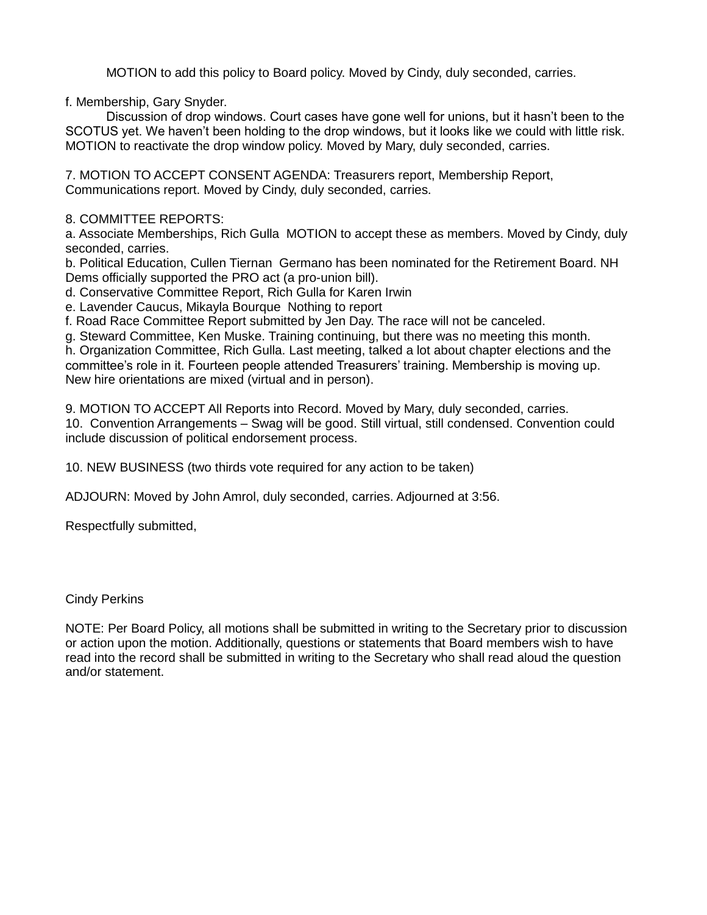MOTION to add this policy to Board policy. Moved by Cindy, duly seconded, carries.

f. Membership, Gary Snyder.

Discussion of drop windows. Court cases have gone well for unions, but it hasn't been to the SCOTUS yet. We haven't been holding to the drop windows, but it looks like we could with little risk. MOTION to reactivate the drop window policy. Moved by Mary, duly seconded, carries.

7. MOTION TO ACCEPT CONSENT AGENDA: Treasurers report, Membership Report, Communications report. Moved by Cindy, duly seconded, carries.

8. COMMITTEE REPORTS:
a. Associate Memberships, Rich Gulla  MOTION to accept these as members. Moved by Cindy, duly seconded, carries.
b. Political Education, Cullen Tiernan  Germano has been nominated for the Retirement Board. NH Dems officially supported the PRO act (a pro-union bill).
d. Conservative Committee Report, Rich Gulla for Karen Irwin
e. Lavender Caucus, Mikayla Bourque  Nothing to report
f. Road Race Committee Report submitted by Jen Day. The race will not be canceled.
g. Steward Committee, Ken Muske. Training continuing, but there was no meeting this month.
h. Organization Committee, Rich Gulla. Last meeting, talked a lot about chapter elections and the committee's role in it. Fourteen people attended Treasurers' training. Membership is moving up. New hire orientations are mixed (virtual and in person).

9. MOTION TO ACCEPT All Reports into Record. Moved by Mary, duly seconded, carries.
10.  Convention Arrangements – Swag will be good. Still virtual, still condensed. Convention could include discussion of political endorsement process.

10. NEW BUSINESS (two thirds vote required for any action to be taken)

ADJOURN: Moved by John Amrol, duly seconded, carries. Adjourned at 3:56.

Respectfully submitted,

Cindy Perkins

NOTE: Per Board Policy, all motions shall be submitted in writing to the Secretary prior to discussion or action upon the motion. Additionally, questions or statements that Board members wish to have read into the record shall be submitted in writing to the Secretary who shall read aloud the question and/or statement.